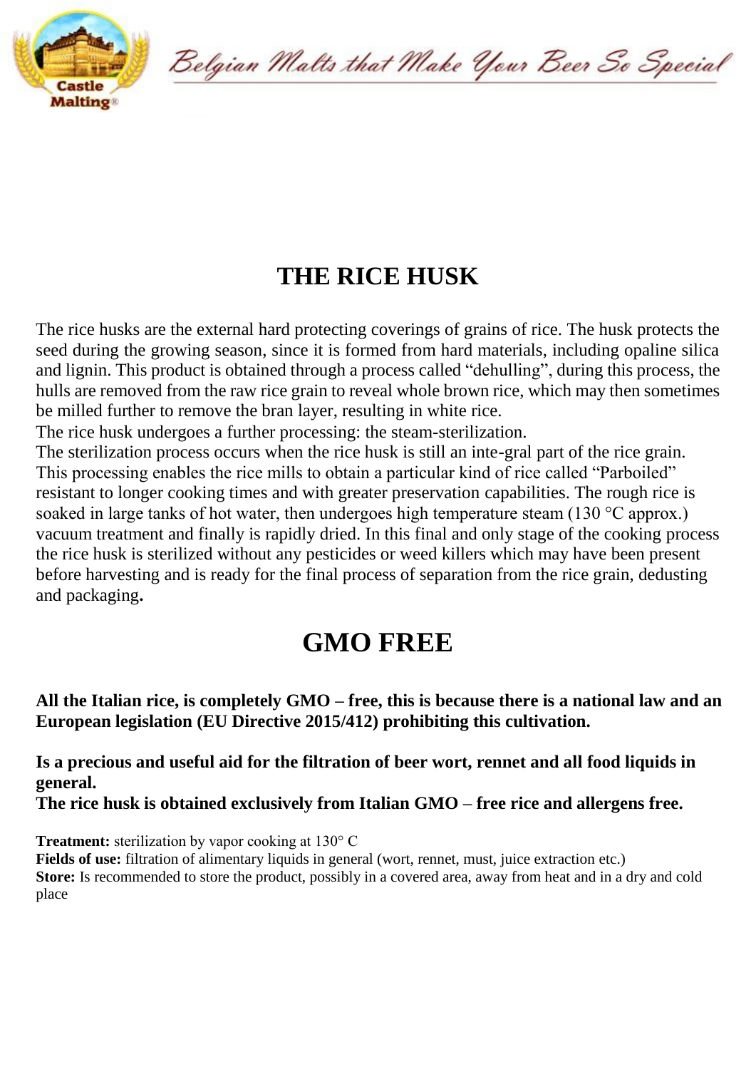# THE RICE HUSK

The rice husks are the external hard protecting coverings of grains of rice. The husk protects the seed during the growing season, since it is formed from hard materials, including opaline silica and lignin. This product is obtained through a process called "dehulling", during this process, the hulls are removed from the raw rice grain to reveal whole brown rice, which may then sometimes be milled further to remove the bran layer, resulting in white rice.

The rice husk undergoes a further processing: the steam-sterilization.

The sterilization process occurs when the rice husk is still an inte-gral part of the rice grain. This processing enables the rice mills to obtain a particular kind of rice called "Parboiled" resistant to longer cooking times and with greater preservation capabilities. The rough rice is soaked in large tanks of hot water, then undergoes high temperature steam (130 °C approx.) vacuum treatment and finally is rapidly dried. In this final and only stage of the cooking process the rice husk is sterilized without any pesticides or weed killers which may have been present before harvesting and is ready for the final process of separation from the rice grain, dedusting and packaging**.**

# GMO FREE

**All the Italian rice, is completely GMO – free, this is because there is a national law and an European legislation (EU Directive 2015/412) prohibiting this cultivation.**

**Is a precious and useful aid for the filtration of beer wort, rennet and all food liquids in general.**

**The rice husk is obtained exclusively from Italian GMO – free rice and allergens free.**

**Treatment:** sterilization by vapor cooking at 130° C

**Fields of use:** filtration of alimentary liquids in general (wort, rennet, must, juice extraction etc.)

**Store:** Is recommended to store the product, possibly in a covered area, away from heat and in a dry and cold place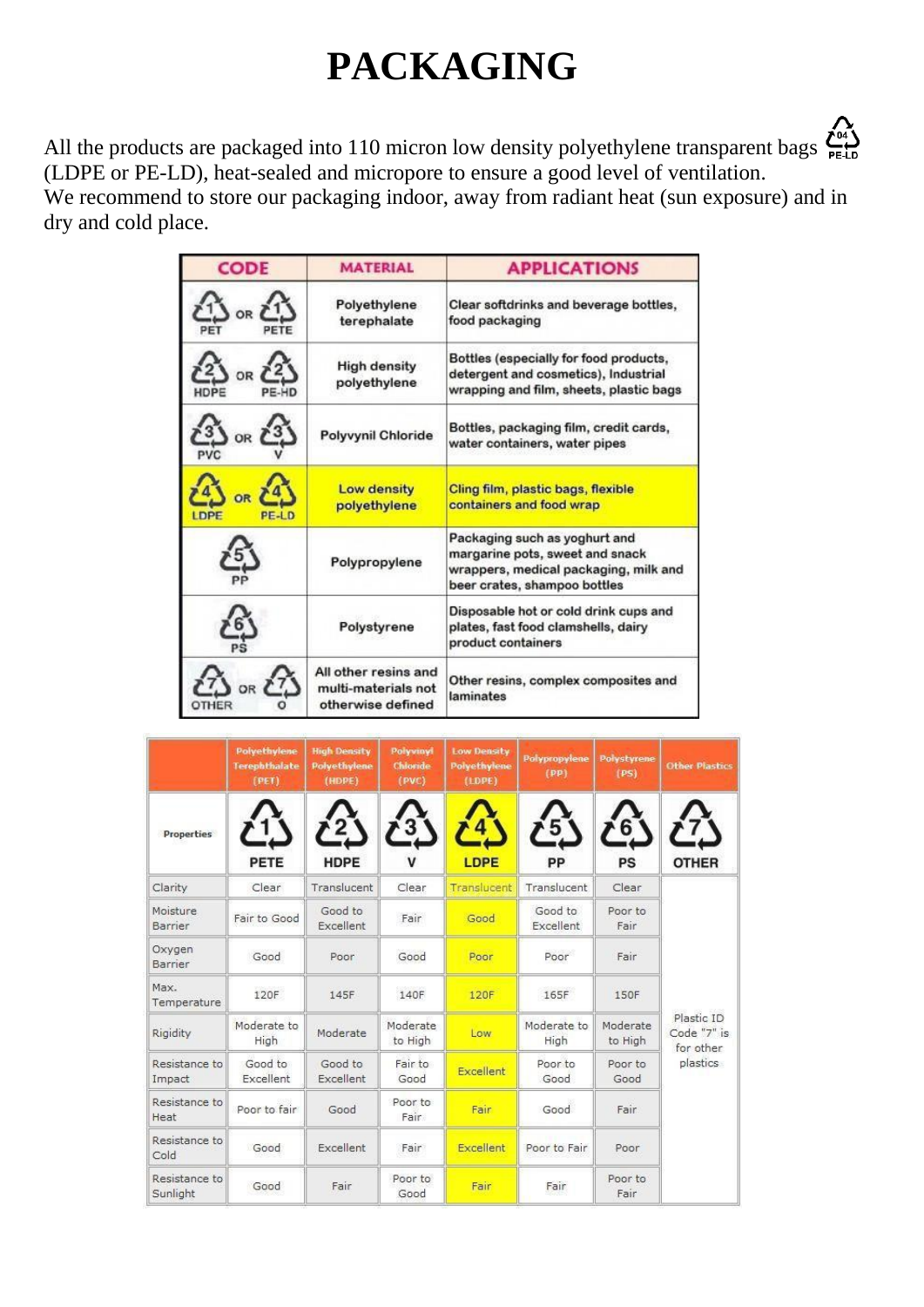# PACKAGING

All the products are packaged into 110 micron low density polyethylene transparent bags (LDPE or PE-LD), heat-sealed and micropore to ensure a good level of ventilation.
We recommend to store our packaging indoor, away from radiant heat (sun exposure) and in dry and cold place.

| CODE | MATERIAL | APPLICATIONS |
|---|---|---|
| 1 PET OR 1 PETE | Polyethylene terephalate | Clear softdrinks and beverage bottles, food packaging |
| 2 HDPE OR 2 PE-HD | High density polyethylene | Bottles (especially for food products, detergent and cosmetics), Industrial wrapping and film, sheets, plastic bags |
| 3 PVC OR 3 V | Polyvynil Chloride | Bottles, packaging film, credit cards, water containers, water pipes |
| 4 LDPE OR 4 PE-LD | Low density polyethylene | Cling film, plastic bags, flexible containers and food wrap |
| 5 PP | Polypropylene | Packaging such as yoghurt and margarine pots, sweet and snack wrappers, medical packaging, milk and beer crates, shampoo bottles |
| 6 PS | Polystyrene | Disposable hot or cold drink cups and plates, fast food clamshells, dairy product containers |
| 7 OTHER OR 7 O | All other resins and multi-materials not otherwise defined | Other resins, complex composites and laminates |

| | Polyethylene Terephthalate (PET) | High Density Polyethylene (HDPE) | Polyvinyl Chloride (PVC) | Low Density Polyethylene (LDPE) | Polypropylene (PP) | Polystyrene (PS) | Other Plastics |
|---|---|---|---|---|---|---|---|
| Properties | 1 PETE | 2 HDPE | 3 V | 4 LDPE | 5 PP | 6 PS | 7 OTHER |
| Clarity | Clear | Translucent | Clear | Translucent | Translucent | Clear | Plastic ID Code "7" is for other plastics |
| Moisture Barrier | Fair to Good | Good to Excellent | Fair | Good | Good to Excellent | Poor to Fair | |
| Oxygen Barrier | Good | Poor | Good | Poor | Poor | Fair | |
| Max. Temperature | 120F | 145F | 140F | 120F | 165F | 150F | |
| Rigidity | Moderate to High | Moderate | Moderate to High | Low | Moderate to High | Moderate to High | |
| Resistance to Impact | Good to Excellent | Good to Excellent | Fair to Good | Excellent | Poor to Good | Poor to Good | |
| Resistance to Heat | Poor to fair | Good | Poor to Fair | Fair | Good | Fair | |
| Resistance to Cold | Good | Excellent | Fair | Excellent | Poor to Fair | Poor | |
| Resistance to Sunlight | Good | Fair | Poor to Good | Fair | Fair | Poor to Fair | |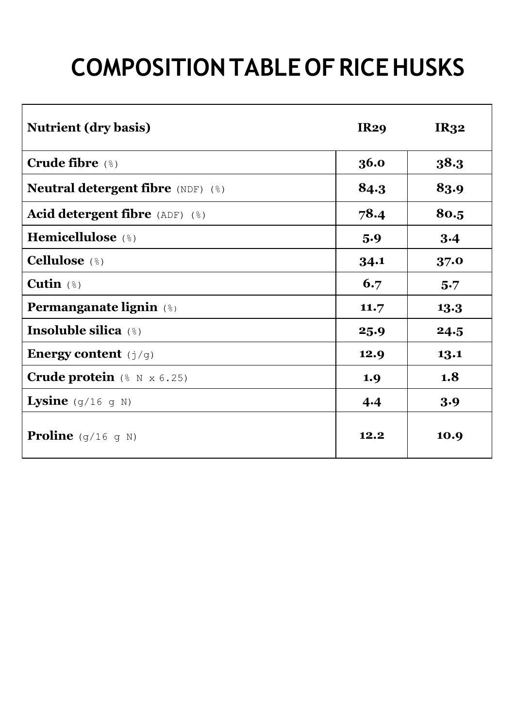# COMPOSITION TABLE OF RICE HUSKS

| Nutrient (dry basis) | IR29 | IR32 |
| --- | --- | --- |
| **Crude fibre** (%) | **36.0** | **38.3** |
| **Neutral detergent fibre** (NDF) (%) | **84.3** | **83.9** |
| **Acid detergent fibre** (ADF) (%) | **78.4** | **80.5** |
| **Hemicellulose** (%) | **5.9** | **3.4** |
| **Cellulose** (%) | **34.1** | **37.0** |
| **Cutin** (%) | **6.7** | **5.7** |
| **Permanganate lignin** (%) | **11.7** | **13.3** |
| **Insoluble silica** (%) | **25.9** | **24.5** |
| **Energy content** (j/g) | **12.9** | **13.1** |
| **Crude protein** (% N x 6.25) | **1.9** | **1.8** |
| **Lysine** (g/16 g N) | **4.4** | **3.9** |
| **Proline** (g/16 g N) | **12.2** | **10.9** |